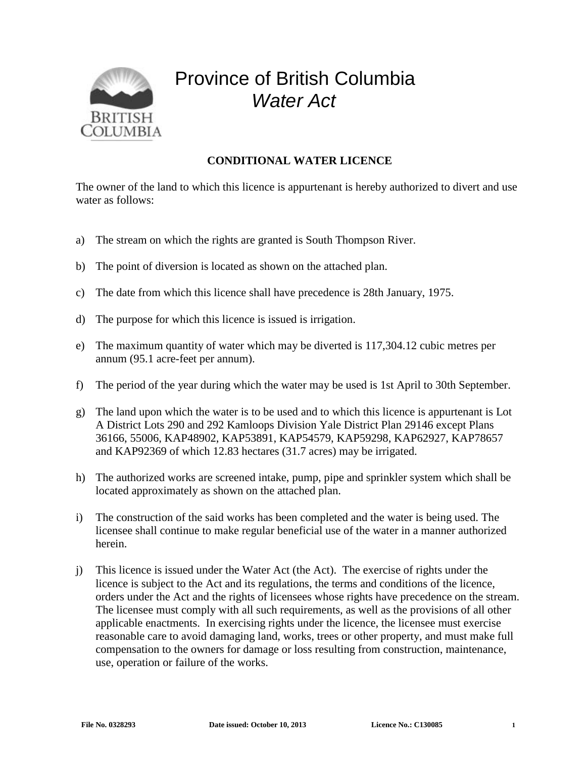# Province of British Columbia

## *Water Act*

**CONDITIONAL WATER LICENCE**

The owner of the land to which this licence is appurtenant is hereby authorized to divert and use water as follows:

a) The stream on which the rights are granted is South Thompson River.

b) The point of diversion is located as shown on the attached plan.

c) The date from which this licence shall have precedence is 28th January, 1975.

d) The purpose for which this licence is issued is irrigation.

e) The maximum quantity of water which may be diverted is 117,304.12 cubic metres per annum (95.1 acre-feet per annum).

f) The period of the year during which the water may be used is 1st April to 30th September.

g) The land upon which the water is to be used and to which this licence is appurtenant is Lot A District Lots 290 and 292 Kamloops Division Yale District Plan 29146 except Plans 36166, 55006, KAP48902, KAP53891, KAP54579, KAP59298, KAP62927, KAP78657 and KAP92369 of which 12.83 hectares (31.7 acres) may be irrigated.

h) The authorized works are screened intake, pump, pipe and sprinkler system which shall be located approximately as shown on the attached plan.

i) The construction of the said works has been completed and the water is being used. The licensee shall continue to make regular beneficial use of the water in a manner authorized herein.

j) This licence is issued under the Water Act (the Act). The exercise of rights under the licence is subject to the Act and its regulations, the terms and conditions of the licence, orders under the Act and the rights of licensees whose rights have precedence on the stream. The licensee must comply with all such requirements, as well as the provisions of all other applicable enactments. In exercising rights under the licence, the licensee must exercise reasonable care to avoid damaging land, works, trees or other property, and must make full compensation to the owners for damage or loss resulting from construction, maintenance, use, operation or failure of the works.

File No. 0328293 Date issued: October 10, 2013 Licence No.: C130085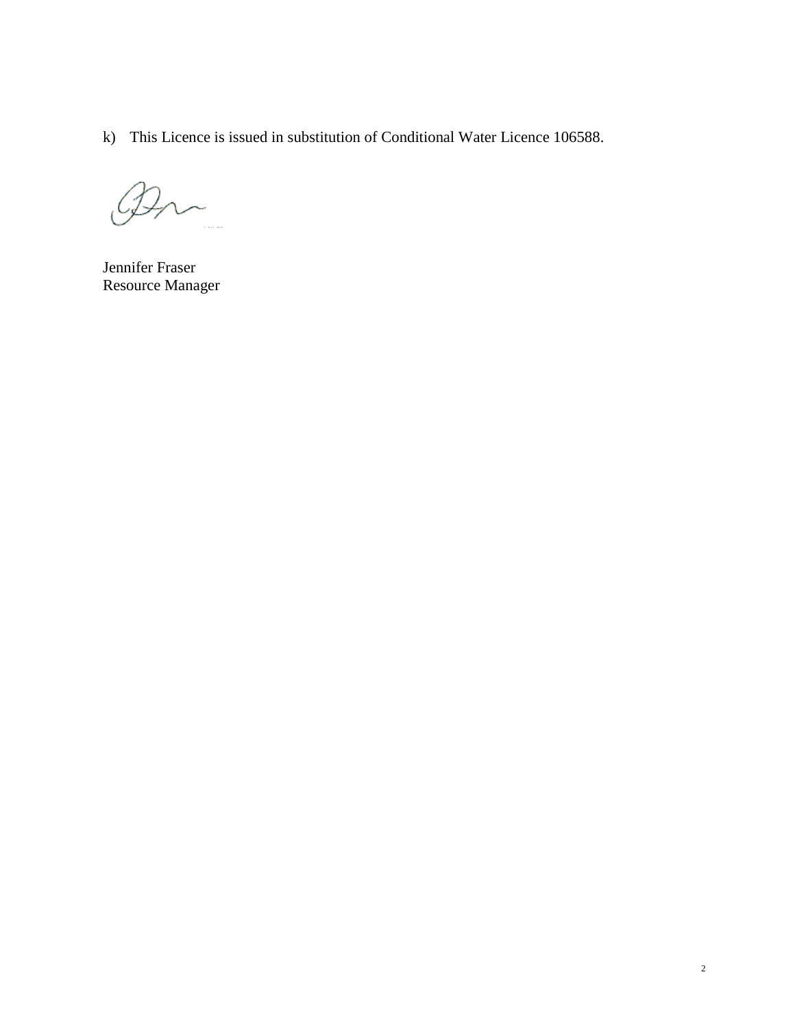k) This Licence is issued in substitution of Conditional Water Licence 106588.

Jennifer Fraser
Resource Manager